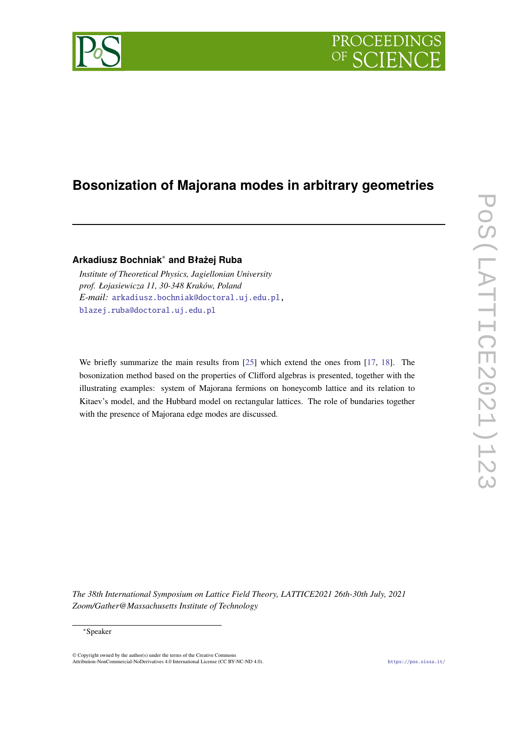# Bosonization of Majorana modes in arbitrary geometries

**Arkadiusz Bochniak*** **and Błażej Ruba**

*Institute of Theoretical Physics, Jagiellonian University*
*prof. Łojasiewicza 11, 30-348 Kraków, Poland*
*E-mail:* arkadiusz.bochniak@doctoral.uj.edu.pl, blazej.ruba@doctoral.uj.edu.pl

We briefly summarize the main results from [25] which extend the ones from [17, 18]. The bosonization method based on the properties of Clifford algebras is presented, together with the illustrating examples: system of Majorana fermions on honeycomb lattice and its relation to Kitaev's model, and the Hubbard model on rectangular lattices. The role of bundaries together with the presence of Majorana edge modes are discussed.

*The 38th International Symposium on Lattice Field Theory, LATTICE2021 26th-30th July, 2021 Zoom/Gather@Massachusetts Institute of Technology*

*Speaker

© Copyright owned by the author(s) under the terms of the Creative Commons Attribution-NonCommercial-NoDerivatives 4.0 International License (CC BY-NC-ND 4.0).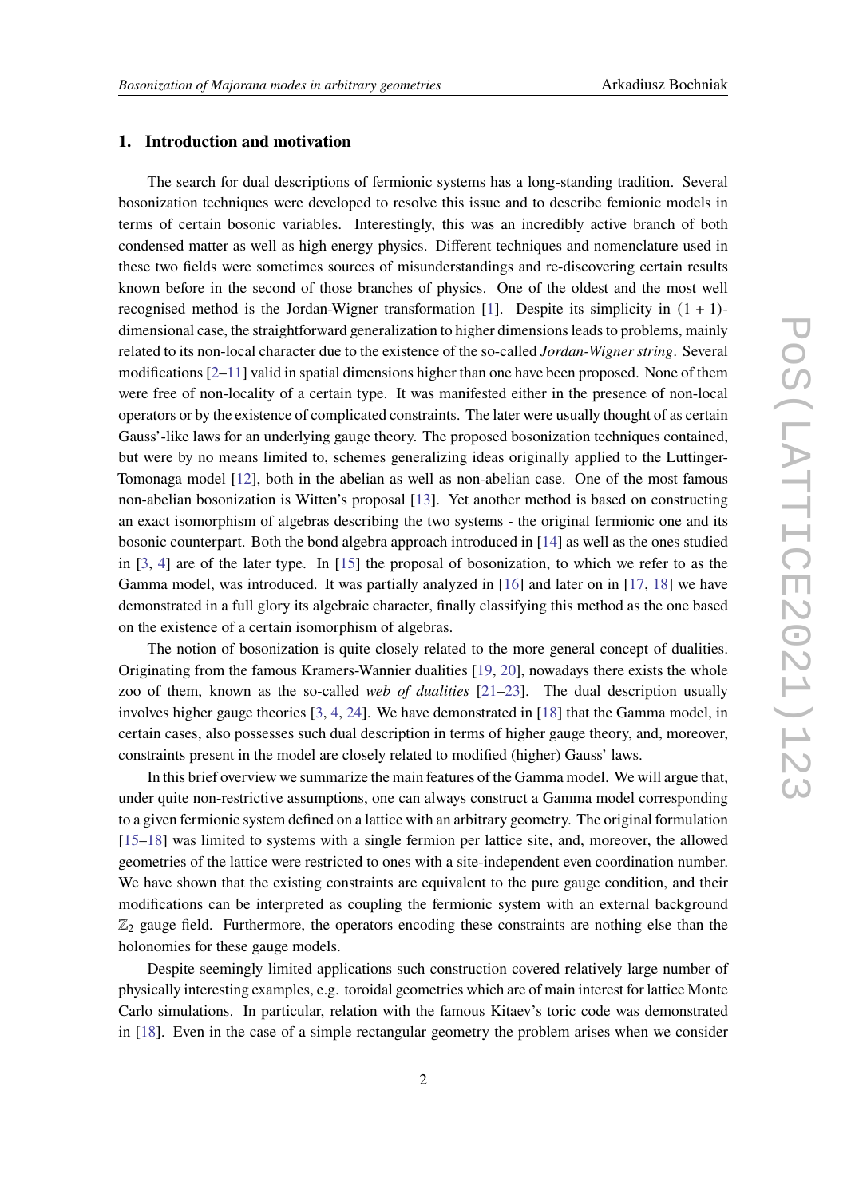## 1. Introduction and motivation

The search for dual descriptions of fermionic systems has a long-standing tradition. Several bosonization techniques were developed to resolve this issue and to describe femionic models in terms of certain bosonic variables. Interestingly, this was an incredibly active branch of both condensed matter as well as high energy physics. Different techniques and nomenclature used in these two fields were sometimes sources of misunderstandings and re-discovering certain results known before in the second of those branches of physics. One of the oldest and the most well recognised method is the Jordan-Wigner transformation [1]. Despite its simplicity in $(1+1)$-dimensional case, the straightforward generalization to higher dimensions leads to problems, mainly related to its non-local character due to the existence of the so-called *Jordan-Wigner string*. Several modifications [2–11] valid in spatial dimensions higher than one have been proposed. None of them were free of non-locality of a certain type. It was manifested either in the presence of non-local operators or by the existence of complicated constraints. The later were usually thought of as certain Gauss'-like laws for an underlying gauge theory. The proposed bosonization techniques contained, but were by no means limited to, schemes generalizing ideas originally applied to the Luttinger-Tomonaga model [12], both in the abelian as well as non-abelian case. One of the most famous non-abelian bosonization is Witten's proposal [13]. Yet another method is based on constructing an exact isomorphism of algebras describing the two systems - the original fermionic one and its bosonic counterpart. Both the bond algebra approach introduced in [14] as well as the ones studied in [3, 4] are of the later type. In [15] the proposal of bosonization, to which we refer to as the Gamma model, was introduced. It was partially analyzed in [16] and later on in [17, 18] we have demonstrated in a full glory its algebraic character, finally classifying this method as the one based on the existence of a certain isomorphism of algebras.

The notion of bosonization is quite closely related to the more general concept of dualities. Originating from the famous Kramers-Wannier dualities [19, 20], nowadays there exists the whole zoo of them, known as the so-called *web of dualities* [21–23]. The dual description usually involves higher gauge theories [3, 4, 24]. We have demonstrated in [18] that the Gamma model, in certain cases, also possesses such dual description in terms of higher gauge theory, and, moreover, constraints present in the model are closely related to modified (higher) Gauss' laws.

In this brief overview we summarize the main features of the Gamma model. We will argue that, under quite non-restrictive assumptions, one can always construct a Gamma model corresponding to a given fermionic system defined on a lattice with an arbitrary geometry. The original formulation [15–18] was limited to systems with a single fermion per lattice site, and, moreover, the allowed geometries of the lattice were restricted to ones with a site-independent even coordination number. We have shown that the existing constraints are equivalent to the pure gauge condition, and their modifications can be interpreted as coupling the fermionic system with an external background $\mathbb{Z}_2$ gauge field. Furthermore, the operators encoding these constraints are nothing else than the holonomies for these gauge models.

Despite seemingly limited applications such construction covered relatively large number of physically interesting examples, e.g. toroidal geometries which are of main interest for lattice Monte Carlo simulations. In particular, relation with the famous Kitaev's toric code was demonstrated in [18]. Even in the case of a simple rectangular geometry the problem arises when we consider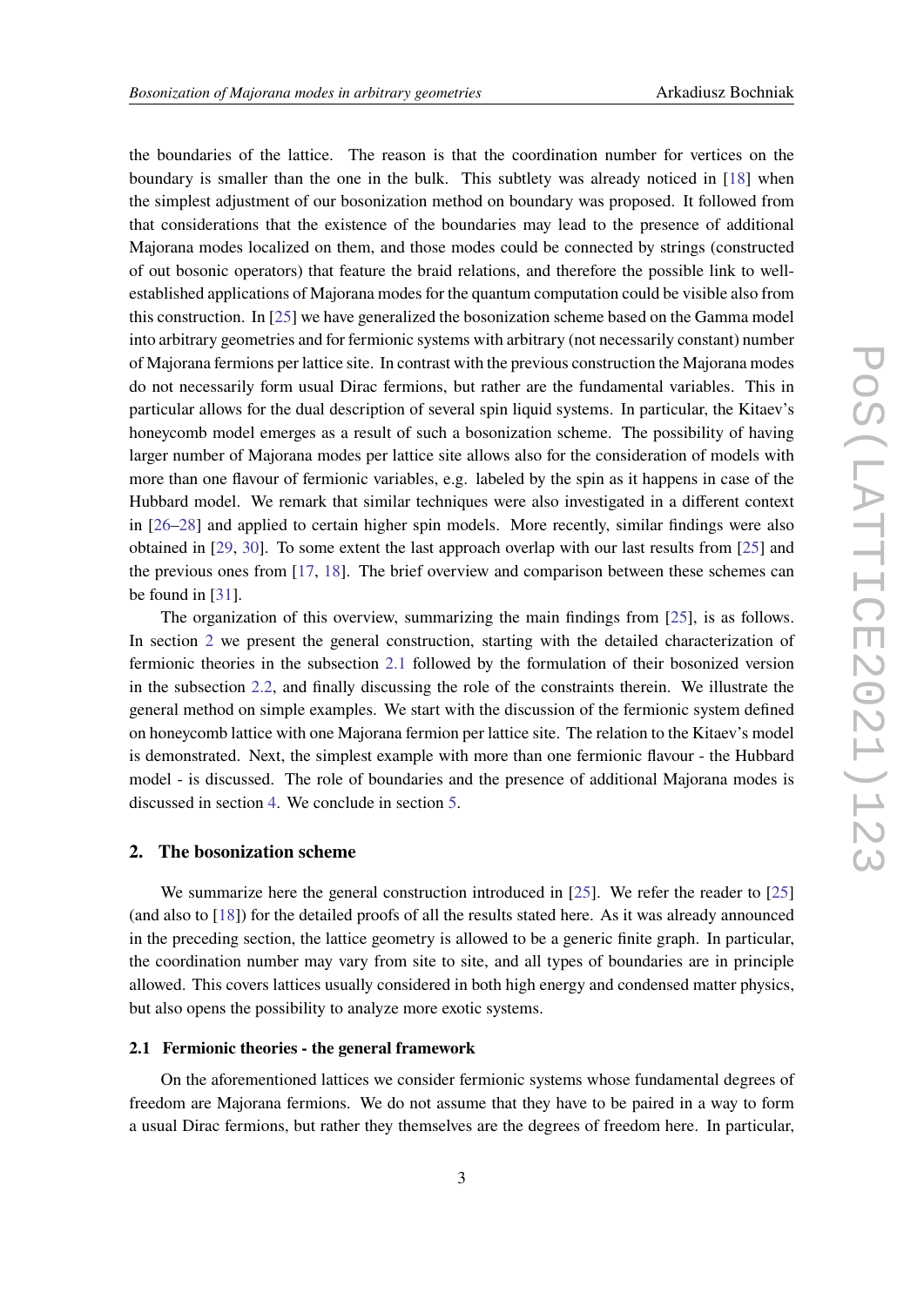the boundaries of the lattice. The reason is that the coordination number for vertices on the boundary is smaller than the one in the bulk. This subtlety was already noticed in [18] when the simplest adjustment of our bosonization method on boundary was proposed. It followed from that considerations that the existence of the boundaries may lead to the presence of additional Majorana modes localized on them, and those modes could be connected by strings (constructed of out bosonic operators) that feature the braid relations, and therefore the possible link to well-established applications of Majorana modes for the quantum computation could be visible also from this construction. In [25] we have generalized the bosonization scheme based on the Gamma model into arbitrary geometries and for fermionic systems with arbitrary (not necessarily constant) number of Majorana fermions per lattice site. In contrast with the previous construction the Majorana modes do not necessarily form usual Dirac fermions, but rather are the fundamental variables. This in particular allows for the dual description of several spin liquid systems. In particular, the Kitaev's honeycomb model emerges as a result of such a bosonization scheme. The possibility of having larger number of Majorana modes per lattice site allows also for the consideration of models with more than one flavour of fermionic variables, e.g. labeled by the spin as it happens in case of the Hubbard model. We remark that similar techniques were also investigated in a different context in [26–28] and applied to certain higher spin models. More recently, similar findings were also obtained in [29, 30]. To some extent the last approach overlap with our last results from [25] and the previous ones from [17, 18]. The brief overview and comparison between these schemes can be found in [31].

The organization of this overview, summarizing the main findings from [25], is as follows. In section 2 we present the general construction, starting with the detailed characterization of fermionic theories in the subsection 2.1 followed by the formulation of their bosonized version in the subsection 2.2, and finally discussing the role of the constraints therein. We illustrate the general method on simple examples. We start with the discussion of the fermionic system defined on honeycomb lattice with one Majorana fermion per lattice site. The relation to the Kitaev's model is demonstrated. Next, the simplest example with more than one fermionic flavour - the Hubbard model - is discussed. The role of boundaries and the presence of additional Majorana modes is discussed in section 4. We conclude in section 5.

## 2. The bosonization scheme

We summarize here the general construction introduced in [25]. We refer the reader to [25] (and also to [18]) for the detailed proofs of all the results stated here. As it was already announced in the preceding section, the lattice geometry is allowed to be a generic finite graph. In particular, the coordination number may vary from site to site, and all types of boundaries are in principle allowed. This covers lattices usually considered in both high energy and condensed matter physics, but also opens the possibility to analyze more exotic systems.

### 2.1 Fermionic theories - the general framework

On the aforementioned lattices we consider fermionic systems whose fundamental degrees of freedom are Majorana fermions. We do not assume that they have to be paired in a way to form a usual Dirac fermions, but rather they themselves are the degrees of freedom here. In particular,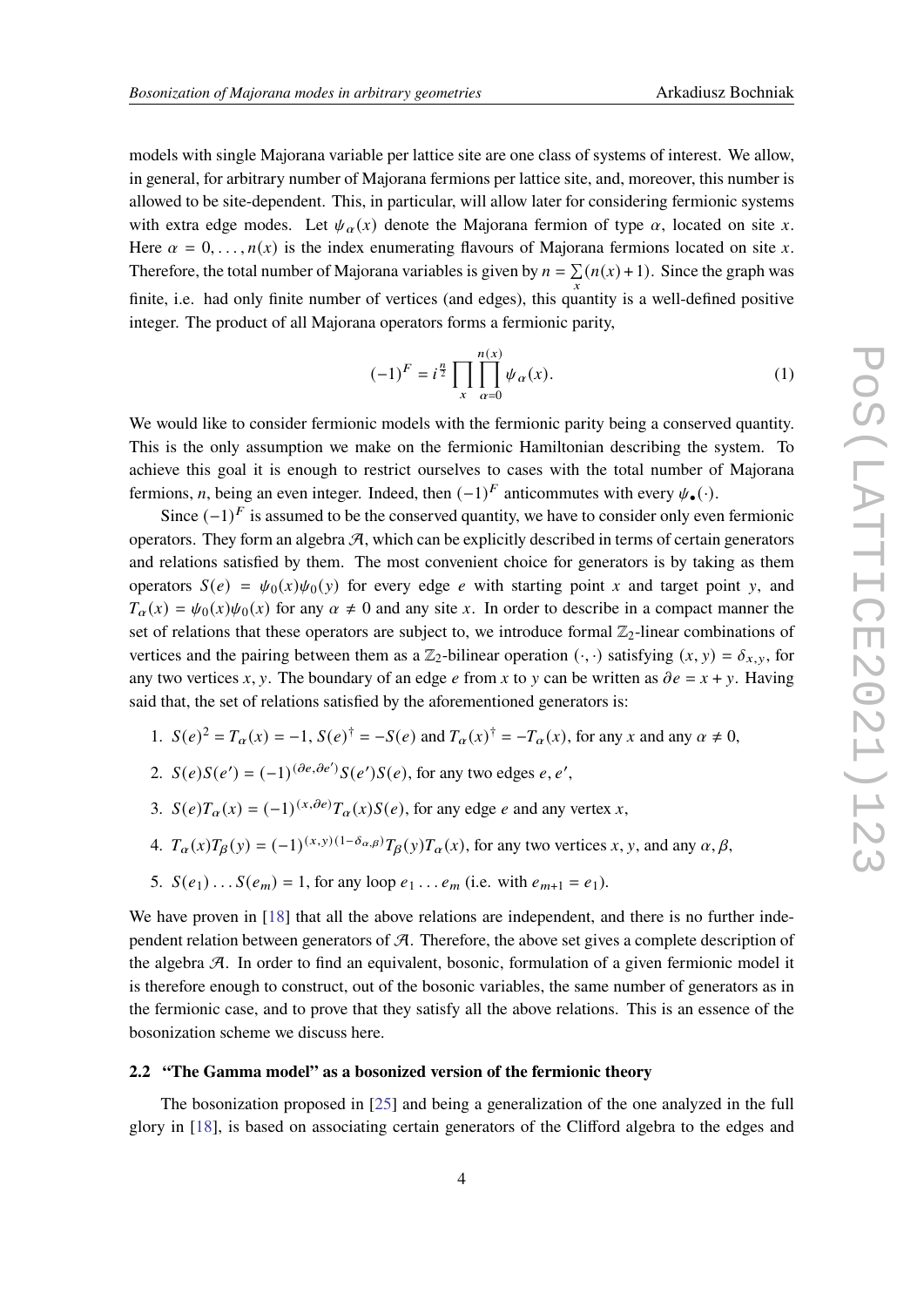models with single Majorana variable per lattice site are one class of systems of interest. We allow, in general, for arbitrary number of Majorana fermions per lattice site, and, moreover, this number is allowed to be site-dependent. This, in particular, will allow later for considering fermionic systems with extra edge modes. Let $\psi_\alpha(x)$ denote the Majorana fermion of type $\alpha$, located on site $x$. Here $\alpha = 0, \ldots, n(x)$ is the index enumerating flavours of Majorana fermions located on site $x$. Therefore, the total number of Majorana variables is given by $n = \sum_x (n(x)+1)$. Since the graph was finite, i.e. had only finite number of vertices (and edges), this quantity is a well-defined positive integer. The product of all Majorana operators forms a fermionic parity,

$$(-1)^F = i^{\frac{n}{2}} \prod_x \prod_{\alpha=0}^{n(x)} \psi_\alpha(x). \tag{1}$$

We would like to consider fermionic models with the fermionic parity being a conserved quantity. This is the only assumption we make on the fermionic Hamiltonian describing the system. To achieve this goal it is enough to restrict ourselves to cases with the total number of Majorana fermions, $n$, being an even integer. Indeed, then $(-1)^F$ anticommutes with every $\psi_\bullet(\cdot)$.

Since $(-1)^F$ is assumed to be the conserved quantity, we have to consider only even fermionic operators. They form an algebra $\mathcal{A}$, which can be explicitly described in terms of certain generators and relations satisfied by them. The most convenient choice for generators is by taking as them operators $S(e) = \psi_0(x)\psi_0(y)$ for every edge $e$ with starting point $x$ and target point $y$, and $T_\alpha(x) = \psi_0(x)\psi_0(x)$ for any $\alpha \neq 0$ and any site $x$. In order to describe in a compact manner the set of relations that these operators are subject to, we introduce formal $\mathbb{Z}_2$-linear combinations of vertices and the pairing between them as a $\mathbb{Z}_2$-bilinear operation $(\cdot,\cdot)$ satisfying $(x, y) = \delta_{x,y}$, for any two vertices $x, y$. The boundary of an edge $e$ from $x$ to $y$ can be written as $\partial e = x + y$. Having said that, the set of relations satisfied by the aforementioned generators is:

1. $S(e)^2 = T_\alpha(x) = -1$, $S(e)^\dagger = -S(e)$ and $T_\alpha(x)^\dagger = -T_\alpha(x)$, for any $x$ and any $\alpha \neq 0$,
2. $S(e)S(e') = (-1)^{(\partial e, \partial e')} S(e')S(e)$, for any two edges $e, e'$,
3. $S(e)T_\alpha(x) = (-1)^{(x,\partial e)} T_\alpha(x)S(e)$, for any edge $e$ and any vertex $x$,
4. $T_\alpha(x)T_\beta(y) = (-1)^{(x,y)(1-\delta_{\alpha,\beta})} T_\beta(y)T_\alpha(x)$, for any two vertices $x, y$, and any $\alpha, \beta$,
5. $S(e_1)\ldots S(e_m) = 1$, for any loop $e_1 \ldots e_m$ (i.e. with $e_{m+1} = e_1$).

We have proven in [18] that all the above relations are independent, and there is no further independent relation between generators of $\mathcal{A}$. Therefore, the above set gives a complete description of the algebra $\mathcal{A}$. In order to find an equivalent, bosonic, formulation of a given fermionic model it is therefore enough to construct, out of the bosonic variables, the same number of generators as in the fermionic case, and to prove that they satisfy all the above relations. This is an essence of the bosonization scheme we discuss here.

### 2.2 "The Gamma model" as a bosonized version of the fermionic theory

The bosonization proposed in [25] and being a generalization of the one analyzed in the full glory in [18], is based on associating certain generators of the Clifford algebra to the edges and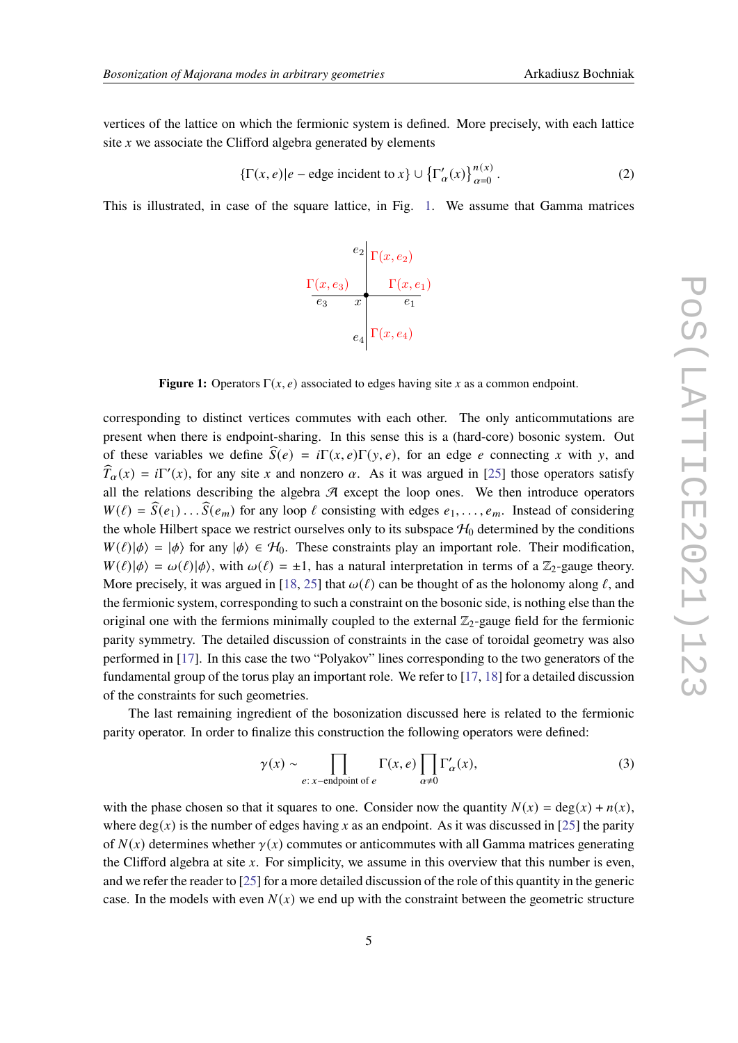vertices of the lattice on which the fermionic system is defined. More precisely, with each lattice site $x$ we associate the Clifford algebra generated by elements

$$\{\Gamma(x,e) | e - \text{edge incident to } x\} \cup \left\{\Gamma'_\alpha(x)\right\}_{\alpha=0}^{n(x)}. \tag{2}$$

This is illustrated, in case of the square lattice, in Fig. 1. We assume that Gamma matrices

**Figure 1:** Operators $\Gamma(x,e)$ associated to edges having site $x$ as a common endpoint.

corresponding to distinct vertices commutes with each other. The only anticommutations are present when there is endpoint-sharing. In this sense this is a (hard-core) bosonic system. Out of these variables we define $\widehat{S}(e) = i\Gamma(x,e)\Gamma(y,e)$, for an edge $e$ connecting $x$ with $y$, and $\widehat{T}_\alpha(x) = i\Gamma'(x)$, for any site $x$ and nonzero $\alpha$. As it was argued in [25] those operators satisfy all the relations describing the algebra $\mathcal{A}$ except the loop ones. We then introduce operators $W(\ell) = \widehat{S}(e_1)\ldots\widehat{S}(e_m)$ for any loop $\ell$ consisting with edges $e_1,\ldots,e_m$. Instead of considering the whole Hilbert space we restrict ourselves only to its subspace $\mathcal{H}_0$ determined by the conditions $W(\ell)|\phi\rangle = |\phi\rangle$ for any $|\phi\rangle \in \mathcal{H}_0$. These constraints play an important role. Their modification, $W(\ell)|\phi\rangle = \omega(\ell)|\phi\rangle$, with $\omega(\ell) = \pm 1$, has a natural interpretation in terms of a $\mathbb{Z}_2$-gauge theory. More precisely, it was argued in [18, 25] that $\omega(\ell)$ can be thought of as the holonomy along $\ell$, and the fermionic system, corresponding to such a constraint on the bosonic side, is nothing else than the original one with the fermions minimally coupled to the external $\mathbb{Z}_2$-gauge field for the fermionic parity symmetry. The detailed discussion of constraints in the case of toroidal geometry was also performed in [17]. In this case the two "Polyakov" lines corresponding to the two generators of the fundamental group of the torus play an important role. We refer to [17, 18] for a detailed discussion of the constraints for such geometries.

The last remaining ingredient of the bosonization discussed here is related to the fermionic parity operator. In order to finalize this construction the following operators were defined:

$$\gamma(x) \sim \prod_{e:\, x-\text{endpoint of } e} \Gamma(x,e) \prod_{\alpha\neq 0} \Gamma'_\alpha(x), \tag{3}$$

with the phase chosen so that it squares to one. Consider now the quantity $N(x) = \deg(x) + n(x)$, where $\deg(x)$ is the number of edges having $x$ as an endpoint. As it was discussed in [25] the parity of $N(x)$ determines whether $\gamma(x)$ commutes or anticommutes with all Gamma matrices generating the Clifford algebra at site $x$. For simplicity, we assume in this overview that this number is even, and we refer the reader to [25] for a more detailed discussion of the role of this quantity in the generic case. In the models with even $N(x)$ we end up with the constraint between the geometric structure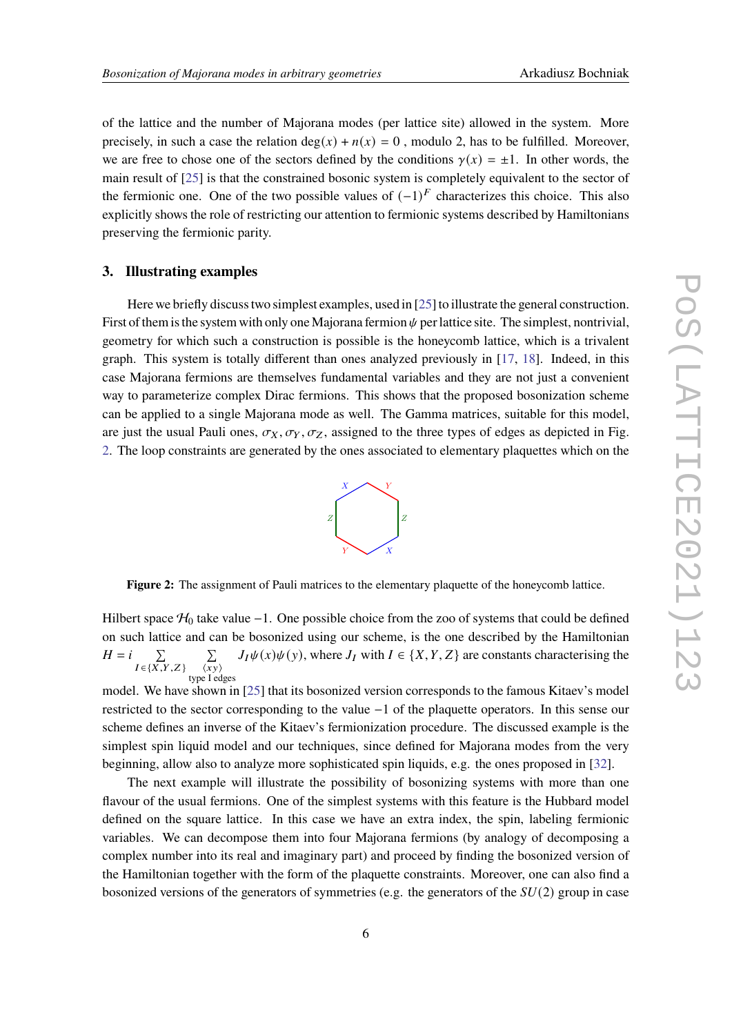of the lattice and the number of Majorana modes (per lattice site) allowed in the system. More precisely, in such a case the relation $\deg(x) + n(x) = 0$ , modulo 2, has to be fulfilled. Moreover, we are free to chose one of the sectors defined by the conditions $\gamma(x) = \pm 1$. In other words, the main result of [25] is that the constrained bosonic system is completely equivalent to the sector of the fermionic one. One of the two possible values of $(-1)^F$ characterizes this choice. This also explicitly shows the role of restricting our attention to fermionic systems described by Hamiltonians preserving the fermionic parity.

## 3. Illustrating examples

Here we briefly discuss two simplest examples, used in [25] to illustrate the general construction. First of them is the system with only one Majorana fermion $\psi$ per lattice site. The simplest, nontrivial, geometry for which such a construction is possible is the honeycomb lattice, which is a trivalent graph. This system is totally different than ones analyzed previously in [17, 18]. Indeed, in this case Majorana fermions are themselves fundamental variables and they are not just a convenient way to parameterize complex Dirac fermions. This shows that the proposed bosonization scheme can be applied to a single Majorana mode as well. The Gamma matrices, suitable for this model, are just the usual Pauli ones, $\sigma_X, \sigma_Y, \sigma_Z$, assigned to the three types of edges as depicted in Fig. 2. The loop constraints are generated by the ones associated to elementary plaquettes which on the

**Figure 2:** The assignment of Pauli matrices to the elementary plaquette of the honeycomb lattice.

Hilbert space $\mathcal{H}_0$ take value $-1$. One possible choice from the zoo of systems that could be defined on such lattice and can be bosonized using our scheme, is the one described by the Hamiltonian $H = i \sum_{I \in \{X,Y,Z\}} \sum_{\substack{\langle xy \rangle \\ \text{type I edges}}} J_I \psi(x)\psi(y)$, where $J_I$ with $I \in \{X, Y, Z\}$ are constants characterising the model. We have shown in [25] that its bosonized version corresponds to the famous Kitaev's model restricted to the sector corresponding to the value $-1$ of the plaquette operators. In this sense our scheme defines an inverse of the Kitaev's fermionization procedure. The discussed example is the simplest spin liquid model and our techniques, since defined for Majorana modes from the very beginning, allow also to analyze more sophisticated spin liquids, e.g. the ones proposed in [32].

The next example will illustrate the possibility of bosonizing systems with more than one flavour of the usual fermions. One of the simplest systems with this feature is the Hubbard model defined on the square lattice. In this case we have an extra index, the spin, labeling fermionic variables. We can decompose them into four Majorana fermions (by analogy of decomposing a complex number into its real and imaginary part) and proceed by finding the bosonized version of the Hamiltonian together with the form of the plaquette constraints. Moreover, one can also find a bosonized versions of the generators of symmetries (e.g. the generators of the $SU(2)$ group in case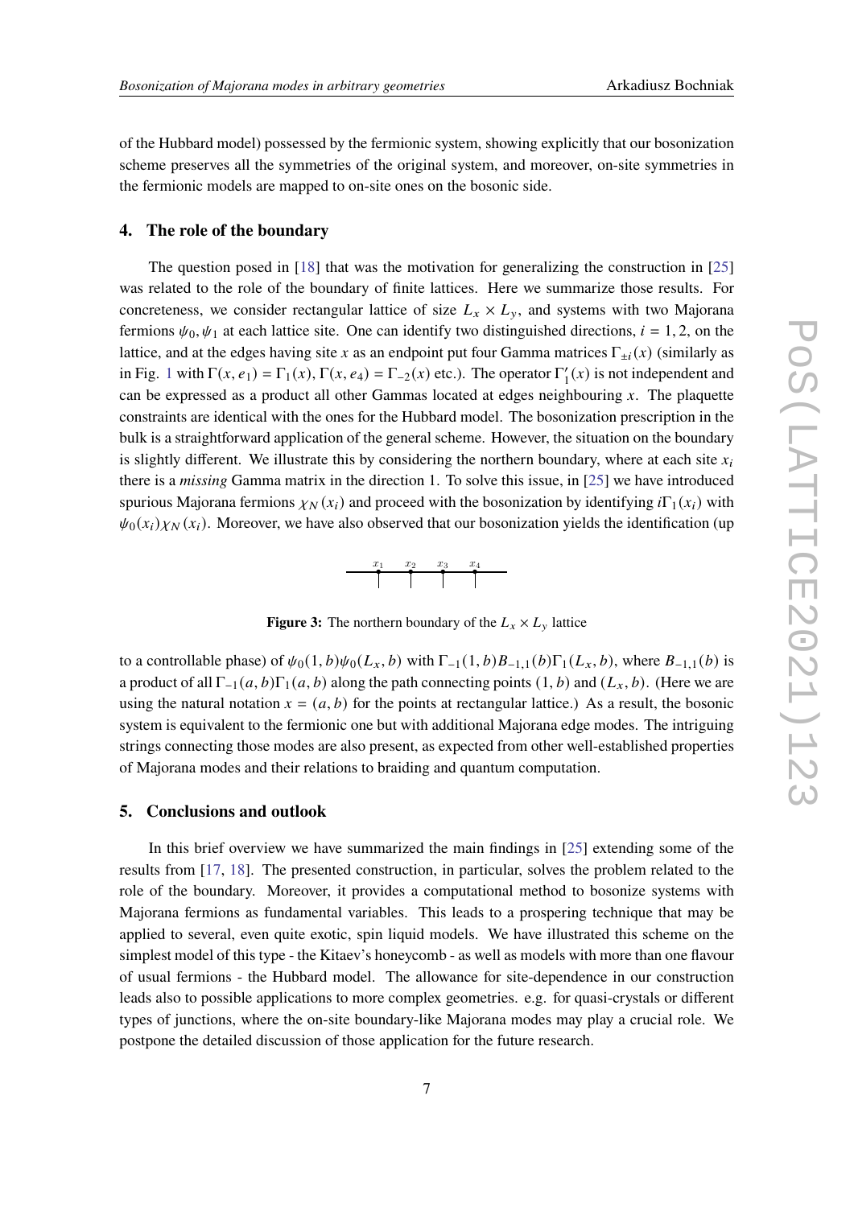of the Hubbard model) possessed by the fermionic system, showing explicitly that our bosonization scheme preserves all the symmetries of the original system, and moreover, on-site symmetries in the fermionic models are mapped to on-site ones on the bosonic side.

## 4. The role of the boundary

The question posed in [18] that was the motivation for generalizing the construction in [25] was related to the role of the boundary of finite lattices. Here we summarize those results. For concreteness, we consider rectangular lattice of size $L_x \times L_y$, and systems with two Majorana fermions $\psi_0, \psi_1$ at each lattice site. One can identify two distinguished directions, $i = 1, 2$, on the lattice, and at the edges having site $x$ as an endpoint put four Gamma matrices $\Gamma_{\pm i}(x)$ (similarly as in Fig. 1 with $\Gamma(x, e_1) = \Gamma_1(x), \Gamma(x, e_4) = \Gamma_{-2}(x)$ etc.). The operator $\Gamma_1'(x)$ is not independent and can be expressed as a product all other Gammas located at edges neighbouring $x$. The plaquette constraints are identical with the ones for the Hubbard model. The bosonization prescription in the bulk is a straightforward application of the general scheme. However, the situation on the boundary is slightly different. We illustrate this by considering the northern boundary, where at each site $x_i$ there is a *missing* Gamma matrix in the direction 1. To solve this issue, in [25] we have introduced spurious Majorana fermions $\chi_N(x_i)$ and proceed with the bosonization by identifying $i\Gamma_1(x_i)$ with $\psi_0(x_i)\chi_N(x_i)$. Moreover, we have also observed that our bosonization yields the identification (up

Figure 3: The northern boundary of the $L_x \times L_y$ lattice

to a controllable phase) of $\psi_0(1, b)\psi_0(L_x, b)$ with $\Gamma_{-1}(1, b)B_{-1,1}(b)\Gamma_1(L_x, b)$, where $B_{-1,1}(b)$ is a product of all $\Gamma_{-1}(a, b)\Gamma_1(a, b)$ along the path connecting points $(1, b)$ and $(L_x, b)$. (Here we are using the natural notation $x = (a, b)$ for the points at rectangular lattice.) As a result, the bosonic system is equivalent to the fermionic one but with additional Majorana edge modes. The intriguing strings connecting those modes are also present, as expected from other well-established properties of Majorana modes and their relations to braiding and quantum computation.

## 5. Conclusions and outlook

In this brief overview we have summarized the main findings in [25] extending some of the results from [17, 18]. The presented construction, in particular, solves the problem related to the role of the boundary. Moreover, it provides a computational method to bosonize systems with Majorana fermions as fundamental variables. This leads to a prospering technique that may be applied to several, even quite exotic, spin liquid models. We have illustrated this scheme on the simplest model of this type - the Kitaev's honeycomb - as well as models with more than one flavour of usual fermions - the Hubbard model. The allowance for site-dependence in our construction leads also to possible applications to more complex geometries. e.g. for quasi-crystals or different types of junctions, where the on-site boundary-like Majorana modes may play a crucial role. We postpone the detailed discussion of those application for the future research.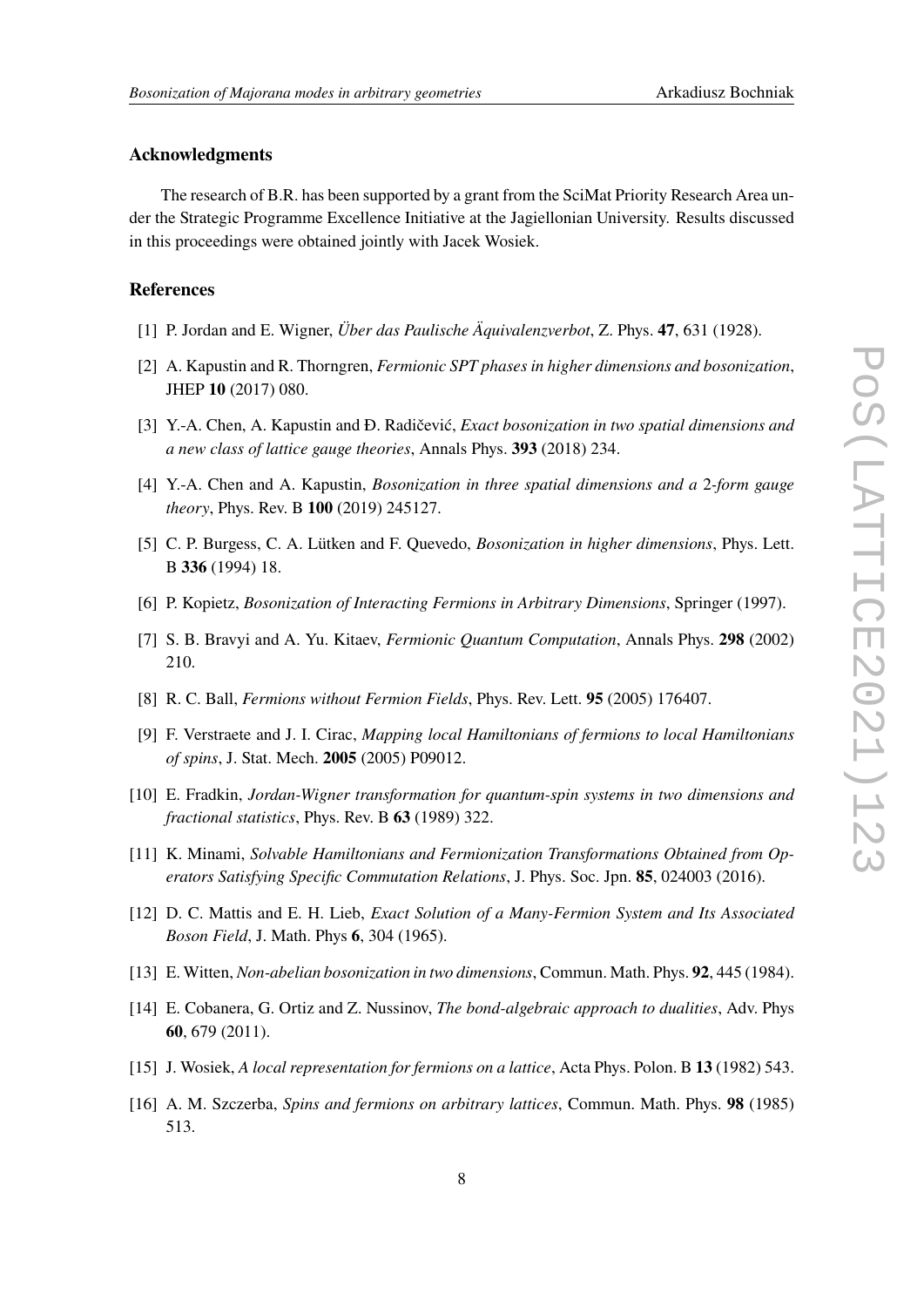### Acknowledgments

The research of B.R. has been supported by a grant from the SciMat Priority Research Area under the Strategic Programme Excellence Initiative at the Jagiellonian University. Results discussed in this proceedings were obtained jointly with Jacek Wosiek.

### References

[1] P. Jordan and E. Wigner, *Über das Paulische Äquivalenzverbot*, Z. Phys. **47**, 631 (1928).

[2] A. Kapustin and R. Thorngren, *Fermionic SPT phases in higher dimensions and bosonization*, JHEP **10** (2017) 080.

[3] Y.-A. Chen, A. Kapustin and Đ. Radičević, *Exact bosonization in two spatial dimensions and a new class of lattice gauge theories*, Annals Phys. **393** (2018) 234.

[4] Y.-A. Chen and A. Kapustin, *Bosonization in three spatial dimensions and a 2-form gauge theory*, Phys. Rev. B **100** (2019) 245127.

[5] C. P. Burgess, C. A. Lütken and F. Quevedo, *Bosonization in higher dimensions*, Phys. Lett. B **336** (1994) 18.

[6] P. Kopietz, *Bosonization of Interacting Fermions in Arbitrary Dimensions*, Springer (1997).

[7] S. B. Bravyi and A. Yu. Kitaev, *Fermionic Quantum Computation*, Annals Phys. **298** (2002) 210.

[8] R. C. Ball, *Fermions without Fermion Fields*, Phys. Rev. Lett. **95** (2005) 176407.

[9] F. Verstraete and J. I. Cirac, *Mapping local Hamiltonians of fermions to local Hamiltonians of spins*, J. Stat. Mech. **2005** (2005) P09012.

[10] E. Fradkin, *Jordan-Wigner transformation for quantum-spin systems in two dimensions and fractional statistics*, Phys. Rev. B **63** (1989) 322.

[11] K. Minami, *Solvable Hamiltonians and Fermionization Transformations Obtained from Operators Satisfying Specific Commutation Relations*, J. Phys. Soc. Jpn. **85**, 024003 (2016).

[12] D. C. Mattis and E. H. Lieb, *Exact Solution of a Many-Fermion System and Its Associated Boson Field*, J. Math. Phys **6**, 304 (1965).

[13] E. Witten, *Non-abelian bosonization in two dimensions*, Commun. Math. Phys. **92**, 445 (1984).

[14] E. Cobanera, G. Ortiz and Z. Nussinov, *The bond-algebraic approach to dualities*, Adv. Phys **60**, 679 (2011).

[15] J. Wosiek, *A local representation for fermions on a lattice*, Acta Phys. Polon. B **13** (1982) 543.

[16] A. M. Szczerba, *Spins and fermions on arbitrary lattices*, Commun. Math. Phys. **98** (1985) 513.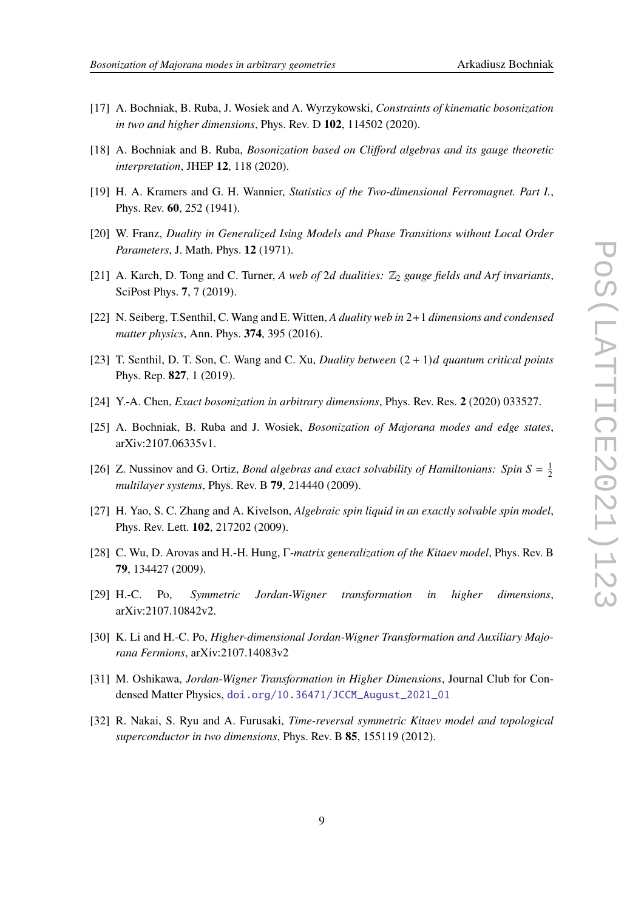[17] A. Bochniak, B. Ruba, J. Wosiek and A. Wyrzykowski, *Constraints of kinematic bosonization in two and higher dimensions*, Phys. Rev. D **102**, 114502 (2020).

[18] A. Bochniak and B. Ruba, *Bosonization based on Clifford algebras and its gauge theoretic interpretation*, JHEP **12**, 118 (2020).

[19] H. A. Kramers and G. H. Wannier, *Statistics of the Two-dimensional Ferromagnet. Part I.*, Phys. Rev. **60**, 252 (1941).

[20] W. Franz, *Duality in Generalized Ising Models and Phase Transitions without Local Order Parameters*, J. Math. Phys. **12** (1971).

[21] A. Karch, D. Tong and C. Turner, *A web of* 2*d dualities:* $\mathbb{Z}_2$ *gauge fields and Arf invariants*, SciPost Phys. **7**, 7 (2019).

[22] N. Seiberg, T.Senthil, C. Wang and E. Witten, *A duality web in* 2+1 *dimensions and condensed matter physics*, Ann. Phys. **374**, 395 (2016).

[23] T. Senthil, D. T. Son, C. Wang and C. Xu, *Duality between* $(2+1)d$ *quantum critical points* Phys. Rep. **827**, 1 (2019).

[24] Y.-A. Chen, *Exact bosonization in arbitrary dimensions*, Phys. Rev. Res. **2** (2020) 033527.

[25] A. Bochniak, B. Ruba and J. Wosiek, *Bosonization of Majorana modes and edge states*, arXiv:2107.06335v1.

[26] Z. Nussinov and G. Ortiz, *Bond algebras and exact solvability of Hamiltonians: Spin* $S = \frac{1}{2}$ *multilayer systems*, Phys. Rev. B **79**, 214440 (2009).

[27] H. Yao, S. C. Zhang and A. Kivelson, *Algebraic spin liquid in an exactly solvable spin model*, Phys. Rev. Lett. **102**, 217202 (2009).

[28] C. Wu, D. Arovas and H.-H. Hung, *Γ-matrix generalization of the Kitaev model*, Phys. Rev. B **79**, 134427 (2009).

[29] H.-C. Po, *Symmetric Jordan-Wigner transformation in higher dimensions*, arXiv:2107.10842v2.

[30] K. Li and H.-C. Po, *Higher-dimensional Jordan-Wigner Transformation and Auxiliary Majorana Fermions*, arXiv:2107.14083v2

[31] M. Oshikawa, *Jordan-Wigner Transformation in Higher Dimensions*, Journal Club for Condensed Matter Physics, doi.org/10.36471/JCCM_August_2021_01

[32] R. Nakai, S. Ryu and A. Furusaki, *Time-reversal symmetric Kitaev model and topological superconductor in two dimensions*, Phys. Rev. B **85**, 155119 (2012).